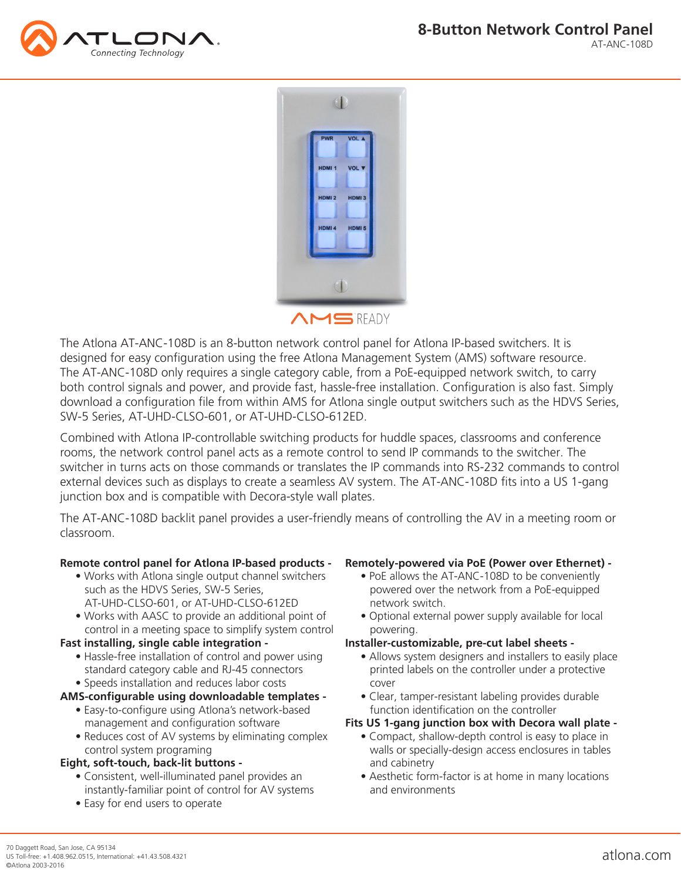# 8-Button Network Control Panel

AT-ANC-108D

AMS READY

The Atlona AT-ANC-108D is an 8-button network control panel for Atlona IP-based switchers. It is designed for easy configuration using the free Atlona Management System (AMS) software resource. The AT-ANC-108D only requires a single category cable, from a PoE-equipped network switch, to carry both control signals and power, and provide fast, hassle-free installation. Configuration is also fast. Simply download a configuration file from within AMS for Atlona single output switchers such as the HDVS Series, SW-5 Series, AT-UHD-CLSO-601, or AT-UHD-CLSO-612ED.

Combined with Atlona IP-controllable switching products for huddle spaces, classrooms and conference rooms, the network control panel acts as a remote control to send IP commands to the switcher. The switcher in turns acts on those commands or translates the IP commands into RS-232 commands to control external devices such as displays to create a seamless AV system. The AT-ANC-108D fits into a US 1-gang junction box and is compatible with Decora-style wall plates.

The AT-ANC-108D backlit panel provides a user-friendly means of controlling the AV in a meeting room or classroom.

**Remote control panel for Atlona IP-based products -**
- Works with Atlona single output channel switchers such as the HDVS Series, SW-5 Series, AT-UHD-CLSO-601, or AT-UHD-CLSO-612ED
- Works with AASC to provide an additional point of control in a meeting space to simplify system control

**Fast installing, single cable integration -**
- Hassle-free installation of control and power using standard category cable and RJ-45 connectors
- Speeds installation and reduces labor costs

**AMS-configurable using downloadable templates -**
- Easy-to-configure using Atlona's network-based management and configuration software
- Reduces cost of AV systems by eliminating complex control system programing

**Eight, soft-touch, back-lit buttons -**
- Consistent, well-illuminated panel provides an instantly-familiar point of control for AV systems
- Easy for end users to operate

**Remotely-powered via PoE (Power over Ethernet) -**
- PoE allows the AT-ANC-108D to be conveniently powered over the network from a PoE-equipped network switch.
- Optional external power supply available for local powering.

**Installer-customizable, pre-cut label sheets -**
- Allows system designers and installers to easily place printed labels on the controller under a protective cover
- Clear, tamper-resistant labeling provides durable function identification on the controller

**Fits US 1-gang junction box with Decora wall plate -**
- Compact, shallow-depth control is easy to place in walls or specially-design access enclosures in tables and cabinetry
- Aesthetic form-factor is at home in many locations and environments

70 Daggett Road, San Jose, CA 95134
US Toll-free: +1.408.962.0515, International: +41.43.508.4321
©Atlona 2003-2016

atlona.com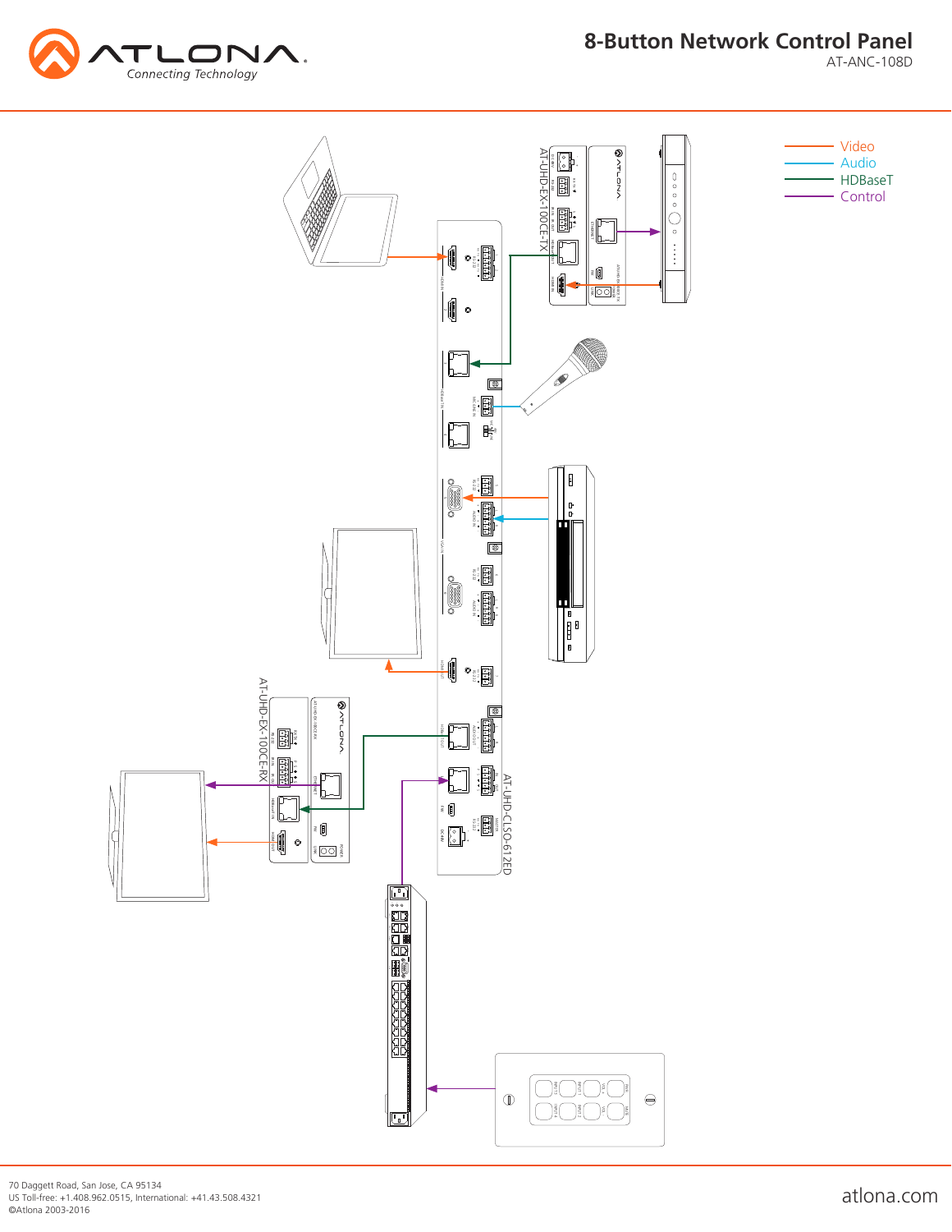# 8-Button Network Control Panel

AT-ANC-108D

Video
Audio
HDBaseT
Control

AT-UHD-EX-100CE-TX

AT-UHD-CLSO-612ED

AT-UHD-EX-100CE-RX

70 Daggett Road, San Jose, CA 95134
US Toll-free: +1.408.962.0515, International: +41.43.508.4321
©Atlona 2003-2016

atlona.com